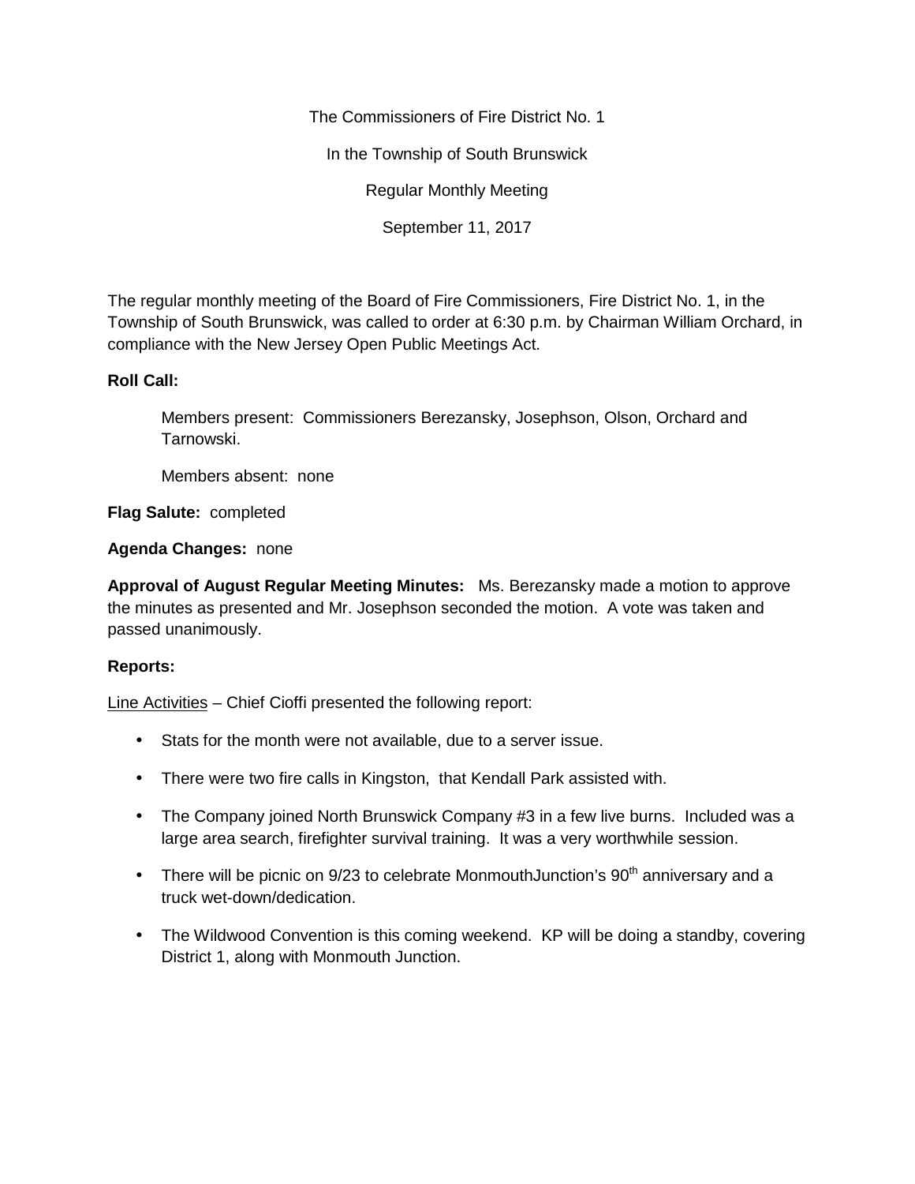The Commissioners of Fire District No. 1

In the Township of South Brunswick

Regular Monthly Meeting

September 11, 2017

The regular monthly meeting of the Board of Fire Commissioners, Fire District No. 1, in the Township of South Brunswick, was called to order at 6:30 p.m. by Chairman William Orchard, in compliance with the New Jersey Open Public Meetings Act.

**Roll Call:**

Members present: Commissioners Berezansky, Josephson, Olson, Orchard and Tarnowski.

Members absent: none

**Flag Salute:** completed

**Agenda Changes:** none

**Approval of August Regular Meeting Minutes:** Ms. Berezansky made a motion to approve the minutes as presented and Mr. Josephson seconded the motion. A vote was taken and passed unanimously.

**Reports:**

Line Activities – Chief Cioffi presented the following report:

- Stats for the month were not available, due to a server issue.
- There were two fire calls in Kingston, that Kendall Park assisted with.
- The Company joined North Brunswick Company #3 in a few live burns. Included was a large area search, firefighter survival training. It was a very worthwhile session.
- There will be picnic on 9/23 to celebrate MonmouthJunction's 90th anniversary and a truck wet-down/dedication.
- The Wildwood Convention is this coming weekend. KP will be doing a standby, covering District 1, along with Monmouth Junction.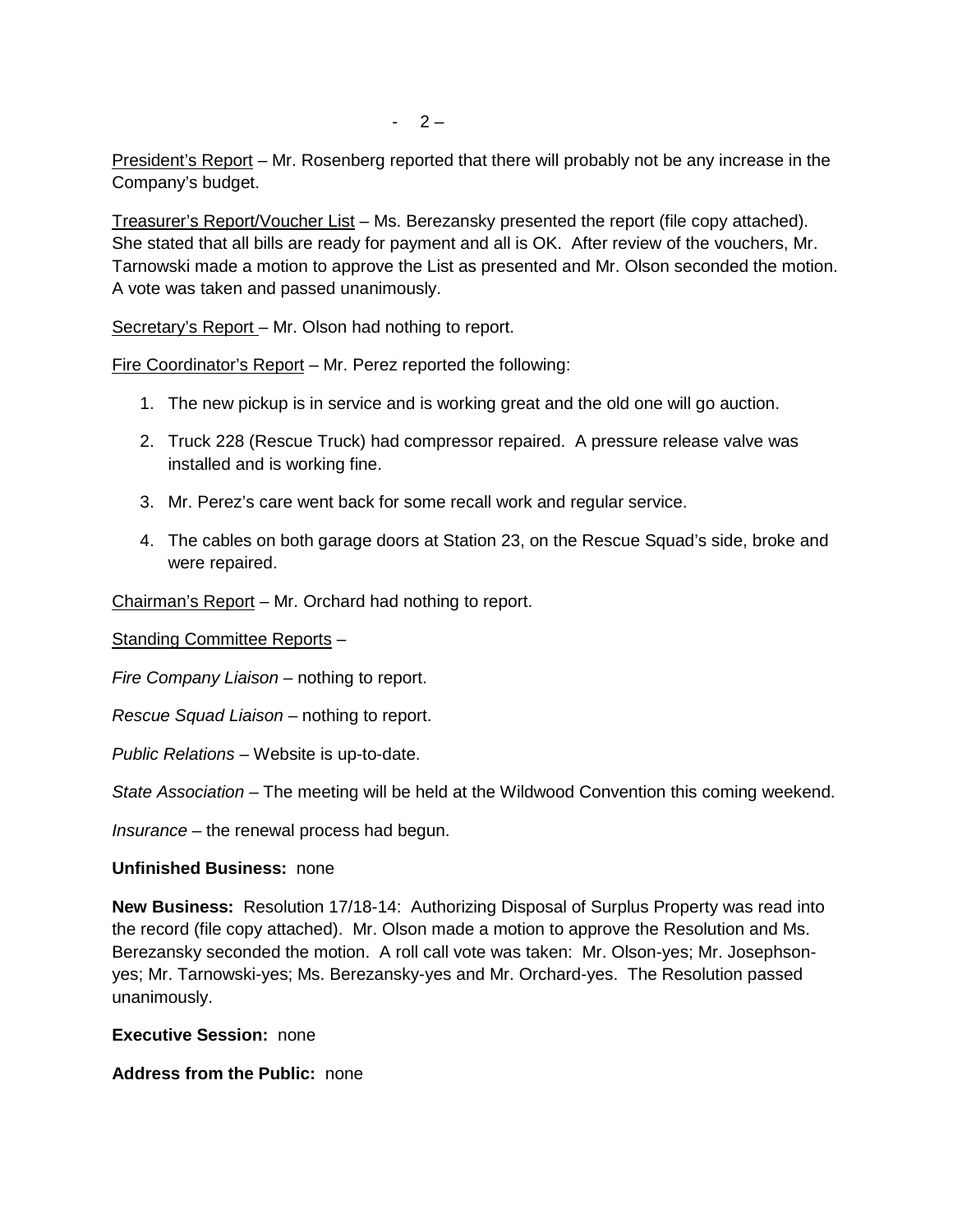President's Report – Mr. Rosenberg reported that there will probably not be any increase in the Company's budget.

Treasurer's Report/Voucher List – Ms. Berezansky presented the report (file copy attached). She stated that all bills are ready for payment and all is OK. After review of the vouchers, Mr. Tarnowski made a motion to approve the List as presented and Mr. Olson seconded the motion. A vote was taken and passed unanimously.

Secretary's Report – Mr. Olson had nothing to report.

Fire Coordinator's Report – Mr. Perez reported the following:

1. The new pickup is in service and is working great and the old one will go auction.
2. Truck 228 (Rescue Truck) had compressor repaired. A pressure release valve was installed and is working fine.
3. Mr. Perez's care went back for some recall work and regular service.
4. The cables on both garage doors at Station 23, on the Rescue Squad's side, broke and were repaired.

Chairman's Report – Mr. Orchard had nothing to report.

Standing Committee Reports –

*Fire Company Liaison* – nothing to report.

*Rescue Squad Liaison* – nothing to report.

*Public Relations* – Website is up-to-date.

*State Association* – The meeting will be held at the Wildwood Convention this coming weekend.

*Insurance* – the renewal process had begun.

**Unfinished Business:** none

**New Business:** Resolution 17/18-14: Authorizing Disposal of Surplus Property was read into the record (file copy attached). Mr. Olson made a motion to approve the Resolution and Ms. Berezansky seconded the motion. A roll call vote was taken: Mr. Olson-yes; Mr. Josephson-yes; Mr. Tarnowski-yes; Ms. Berezansky-yes and Mr. Orchard-yes. The Resolution passed unanimously.

**Executive Session:** none

**Address from the Public:** none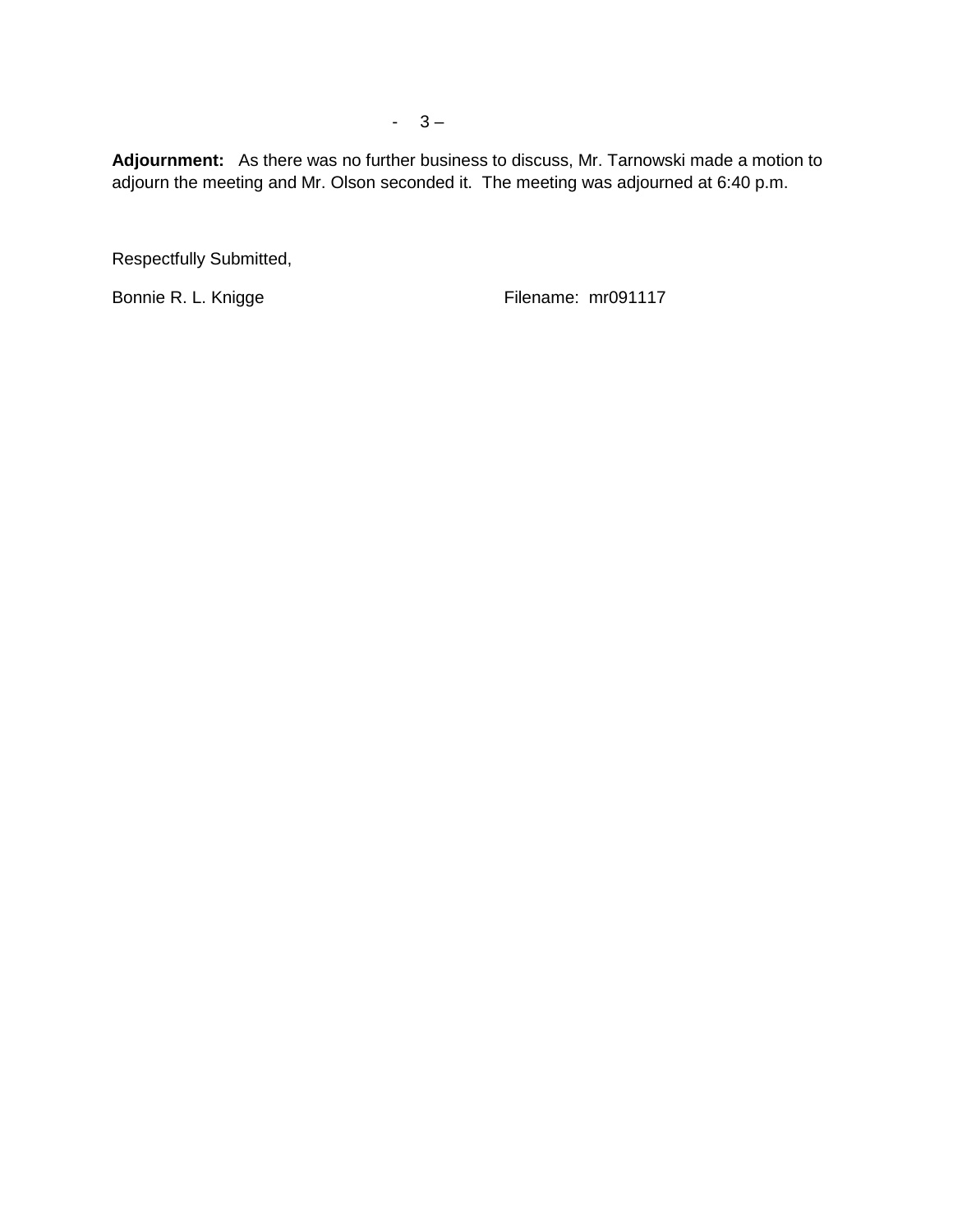**Adjournment:** As there was no further business to discuss, Mr. Tarnowski made a motion to adjourn the meeting and Mr. Olson seconded it. The meeting was adjourned at 6:40 p.m.

Respectfully Submitted,

Bonnie R. L. Knigge                                        Filename: mr091117